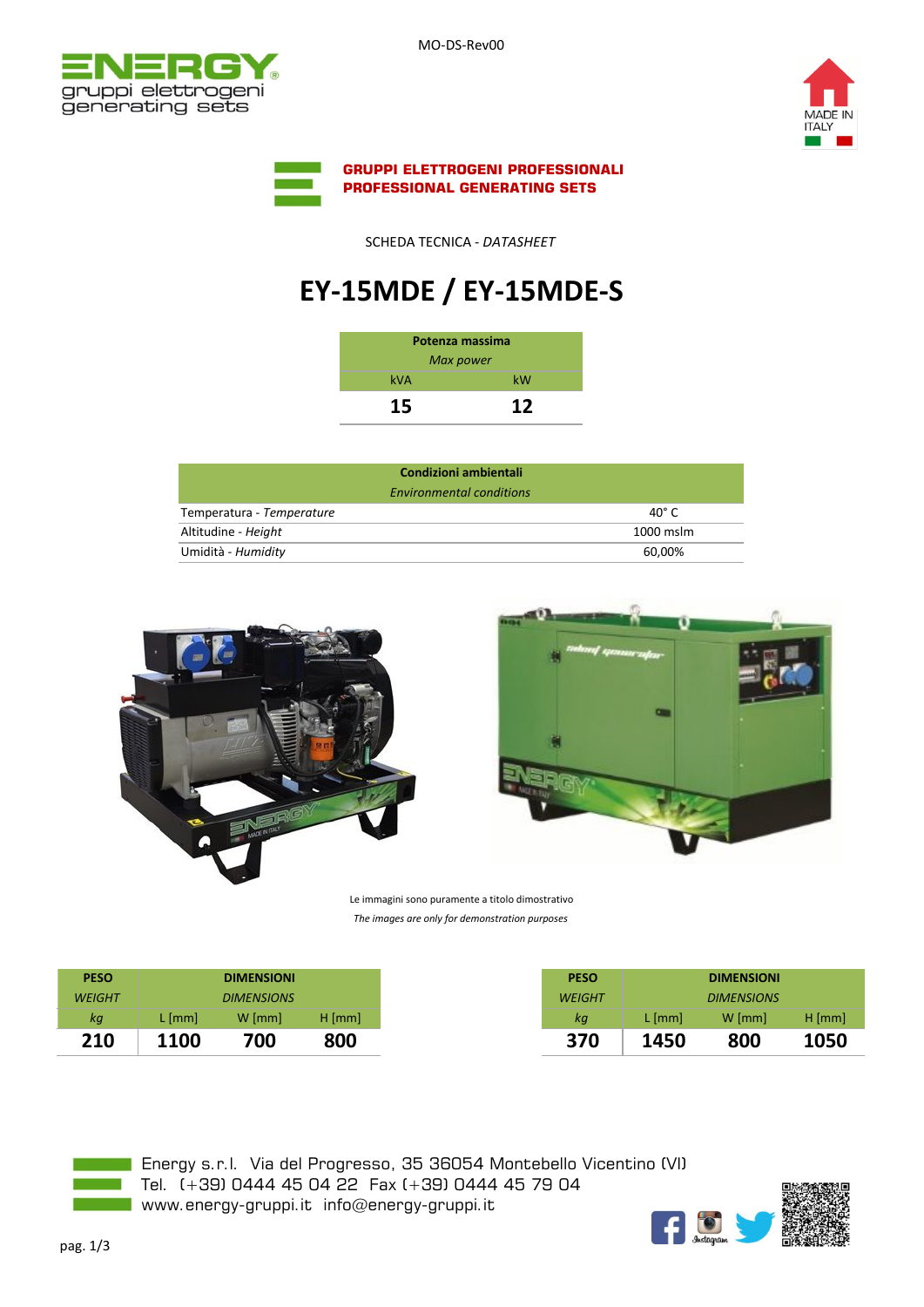MO-DS-Rev00

**GRUPPI ELETTROGENI PROFESSIONALI**
**PROFESSIONAL GENERATING SETS**

SCHEDA TECNICA - *DATASHEET*

# EY-15MDE / EY-15MDE-S

| **Potenza massima** *Max power* | |
|---|---|
| kVA | kW |
| **15** | **12** |

| **Condizioni ambientali** *Environmental conditions* | |
|---|---|
| Temperatura - *Temperature* | 40° C |
| Altitudine - *Height* | 1000 mslm |
| Umidità - *Humidity* | 60,00% |

Le immagini sono puramente a titolo dimostrativo

*The images are only for demonstration purposes*

| **PESO** *WEIGHT* | **DIMENSIONI** *DIMENSIONS* | | |
|---|---|---|---|
| *kg* | L [mm] | W [mm] | H [mm] |
| **210** | **1100** | **700** | **800** |

| **PESO** *WEIGHT* | **DIMENSIONI** *DIMENSIONS* | | |
|---|---|---|---|
| *kg* | L [mm] | W [mm] | H [mm] |
| **370** | **1450** | **800** | **1050** |

Energy s.r.l. Via del Progresso, 35 36054 Montebello Vicentino (VI)
Tel. (+39) 0444 45 04 22 Fax (+39) 0444 45 79 04
www.energy-gruppi.it info@energy-gruppi.it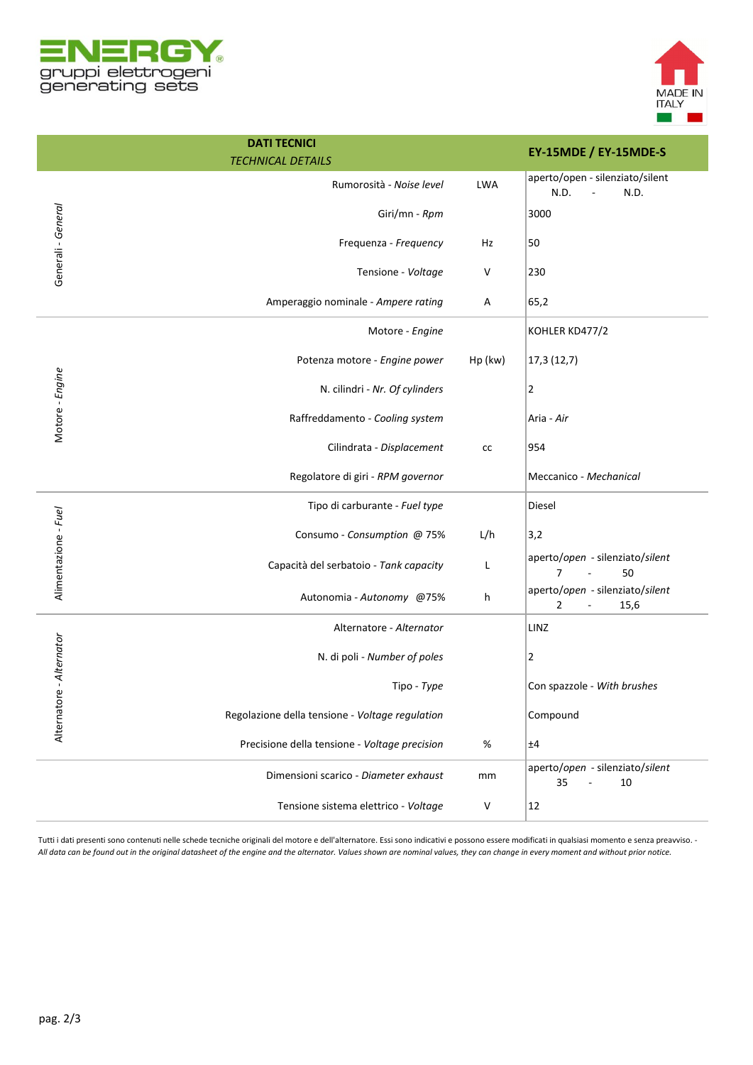ENERGY gruppi elettrogeni generating sets

MADE IN ITALY

| | DATI TECNICI *TECHNICAL DETAILS* | | EY-15MDE / EY-15MDE-S |
|---|---|---|---|
| Generali - *General* | Rumorosità - *Noise level* | LWA | aperto/open - silenziato/silent N.D. - N.D. |
| | Giri/mn - *Rpm* | | 3000 |
| | Frequenza - *Frequency* | Hz | 50 |
| | Tensione - *Voltage* | V | 230 |
| | Amperaggio nominale - *Ampere rating* | A | 65,2 |
| Motore - *Engine* | Motore - *Engine* | | KOHLER KD477/2 |
| | Potenza motore - *Engine power* | Hp (kw) | 17,3 (12,7) |
| | N. cilindri - *Nr. Of cylinders* | | 2 |
| | Raffreddamento - *Cooling system* | | Aria - *Air* |
| | Cilindrata - *Displacement* | cc | 954 |
| | Regolatore di giri - *RPM governor* | | Meccanico - *Mechanical* |
| Alimentazione - *Fuel* | Tipo di carburante - *Fuel type* | | Diesel |
| | Consumo - *Consumption* @ 75% | L/h | 3,2 |
| | Capacità del serbatoio - *Tank capacity* | L | aperto/*open* - silenziato/*silent* 7 - 50 |
| | Autonomia - *Autonomy* @75% | h | aperto/*open* - silenziato/*silent* 2 - 15,6 |
| Alternatore - *Alternator* | Alternatore - *Alternator* | | LINZ |
| | N. di poli - *Number of poles* | | 2 |
| | Tipo - *Type* | | Con spazzole - *With brushes* |
| | Regolazione della tensione - *Voltage regulation* | | Compound |
| | Precisione della tensione - *Voltage precision* | % | ±4 |
| | Dimensioni scarico - *Diameter exhaust* | mm | aperto/*open* - silenziato/*silent* 35 - 10 |
| | Tensione sistema elettrico - *Voltage* | V | 12 |

Tutti i dati presenti sono contenuti nelle schede tecniche originali del motore e dell'alternatore. Essi sono indicativi e possono essere modificati in qualsiasi momento e senza preavviso. - *All data can be found out in the original datasheet of the engine and the alternator. Values shown are nominal values, they can change in every moment and without prior notice.*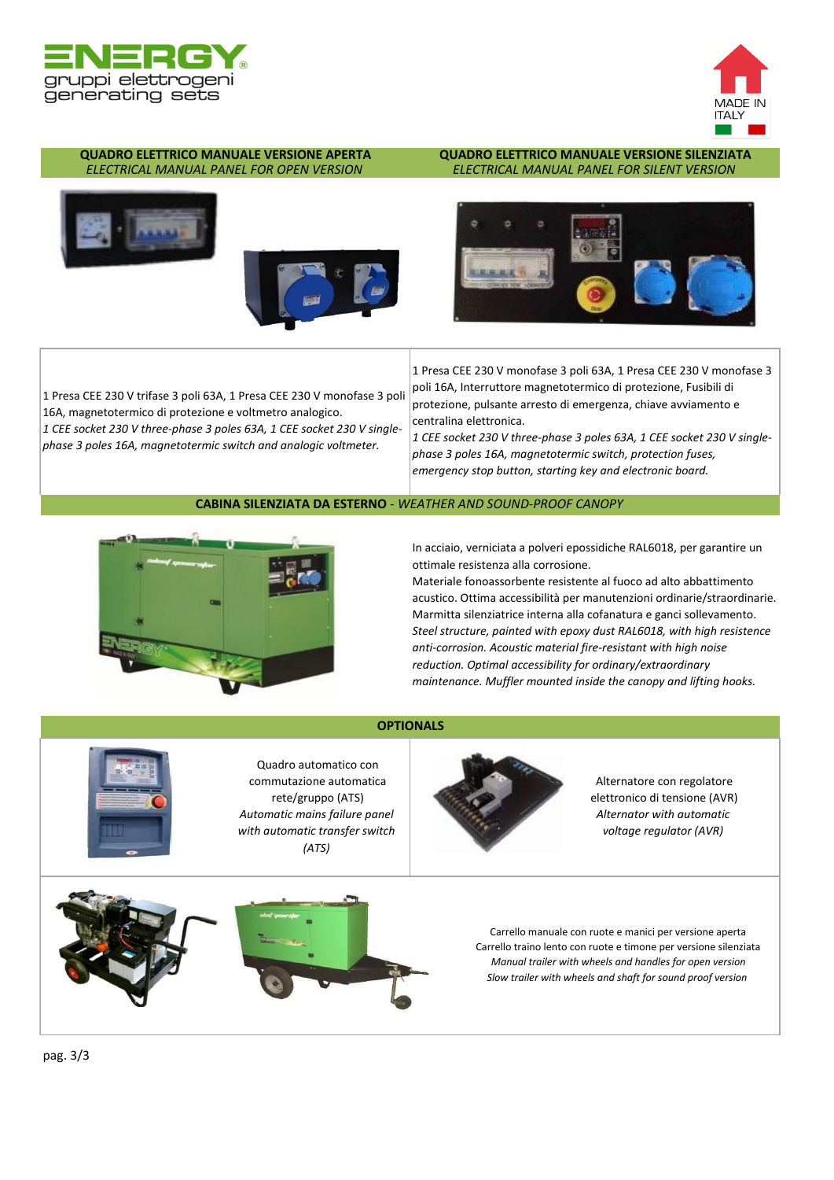## QUADRO ELETTRICO MANUALE VERSIONE APERTA
*ELECTRICAL MANUAL PANEL FOR OPEN VERSION*

1 Presa CEE 230 V trifase 3 poli 63A, 1 Presa CEE 230 V monofase 3 poli 16A, magnetotermico di protezione e voltmetro analogico.
*1 CEE socket 230 V three-phase 3 poles 63A, 1 CEE socket 230 V single-phase 3 poles 16A, magnetotermic switch and analogic voltmeter.*

## QUADRO ELETTRICO MANUALE VERSIONE SILENZIATA
*ELECTRICAL MANUAL PANEL FOR SILENT VERSION*

1 Presa CEE 230 V monofase 3 poli 63A, 1 Presa CEE 230 V monofase 3 poli 16A, Interruttore magnetotermico di protezione, Fusibili di protezione, pulsante arresto di emergenza, chiave avviamento e centralina elettronica.
*1 CEE socket 230 V three-phase 3 poles 63A, 1 CEE socket 230 V single-phase 3 poles 16A, magnetotermic switch, protection fuses, emergency stop button, starting key and electronic board.*

## CABINA SILENZIATA DA ESTERNO - *WEATHER AND SOUND-PROOF CANOPY*

In acciaio, verniciata a polveri epossidiche RAL6018, per garantire un ottimale resistenza alla corrosione.
Materiale fonoassorbente resistente al fuoco ad alto abbattimento acustico. Ottima accessibilità per manutenzioni ordinarie/straordinarie.
Marmitta silenziatrice interna alla cofanatura e ganci sollevamento.
*Steel structure, painted with epoxy dust RAL6018, with high resistence anti-corrosion. Acoustic material fire-resistant with high noise reduction. Optimal accessibility for ordinary/extraordinary maintenance. Muffler mounted inside the canopy and lifting hooks.*

## OPTIONALS

Quadro automatico con commutazione automatica rete/gruppo (ATS)
*Automatic mains failure panel with automatic transfer switch (ATS)*

Alternatore con regolatore elettronico di tensione (AVR)
*Alternator with automatic voltage regulator (AVR)*

Carrello manuale con ruote e manici per versione aperta
Carrello traino lento con ruote e timone per versione silenziata
*Manual trailer with wheels and handles for open version*
*Slow trailer with wheels and shaft for sound proof version*